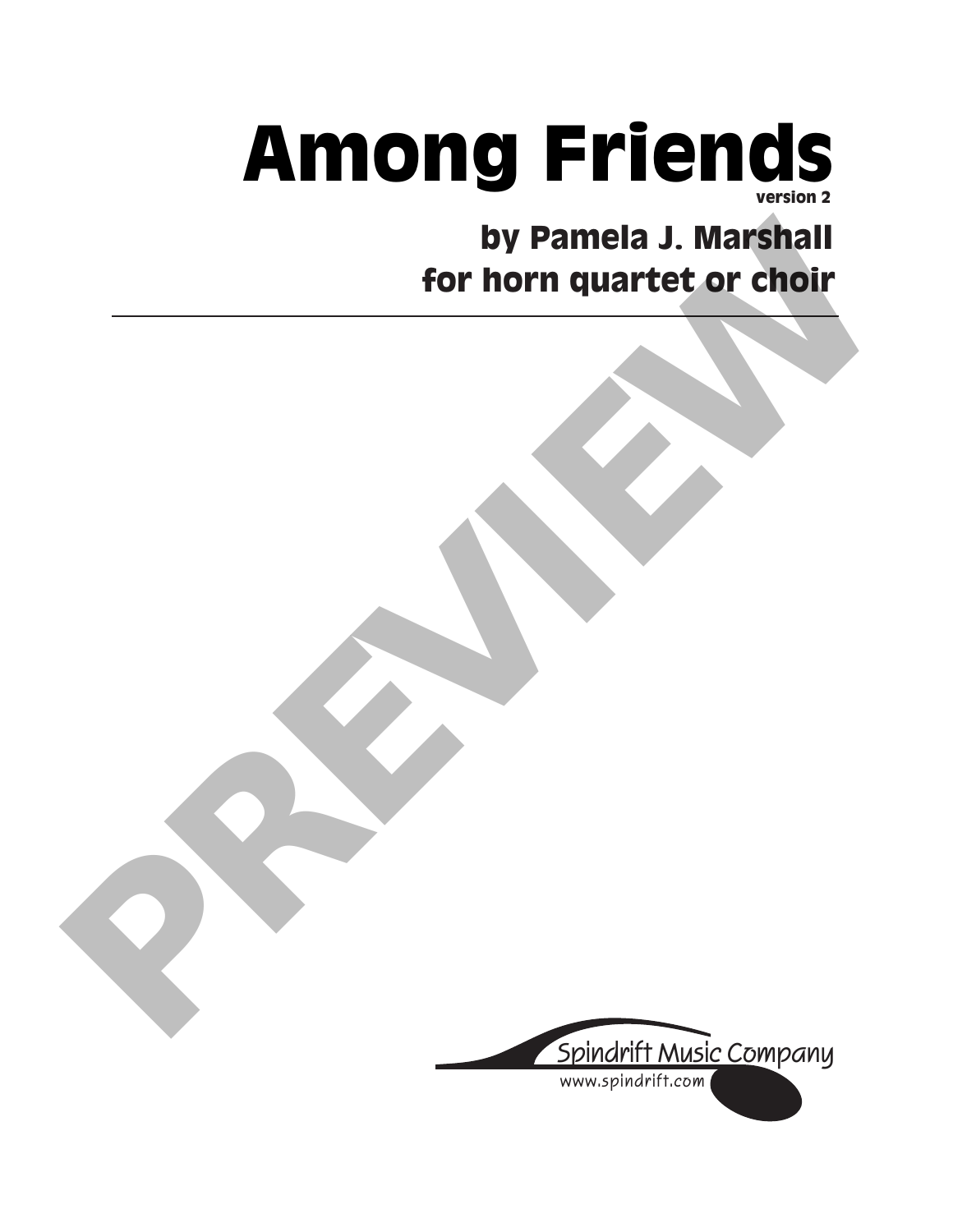# Among Friends

version 2

## by Pamela J. Marshall
## for horn quartet or choir

---

PREVIEW

Spindrift Music Company
www.spindrift.com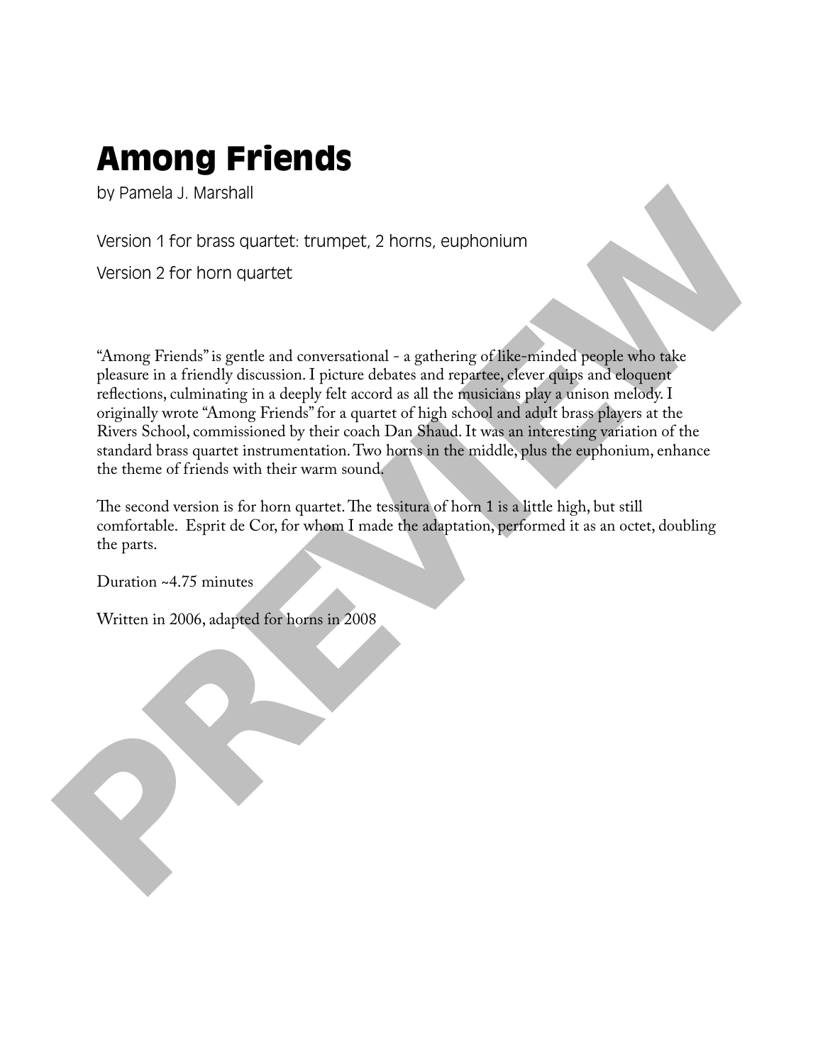# Among Friends

by Pamela J. Marshall

Version 1 for brass quartet: trumpet, 2 horns, euphonium

Version 2 for horn quartet

"Among Friends" is gentle and conversational - a gathering of like-minded people who take pleasure in a friendly discussion. I picture debates and repartee, clever quips and eloquent reflections, culminating in a deeply felt accord as all the musicians play a unison melody. I originally wrote "Among Friends" for a quartet of high school and adult brass players at the Rivers School, commissioned by their coach Dan Shaud. It was an interesting variation of the standard brass quartet instrumentation. Two horns in the middle, plus the euphonium, enhance the theme of friends with their warm sound.

The second version is for horn quartet. The tessitura of horn 1 is a little high, but still comfortable. Esprit de Cor, for whom I made the adaptation, performed it as an octet, doubling the parts.

Duration ~4.75 minutes

Written in 2006, adapted for horns in 2008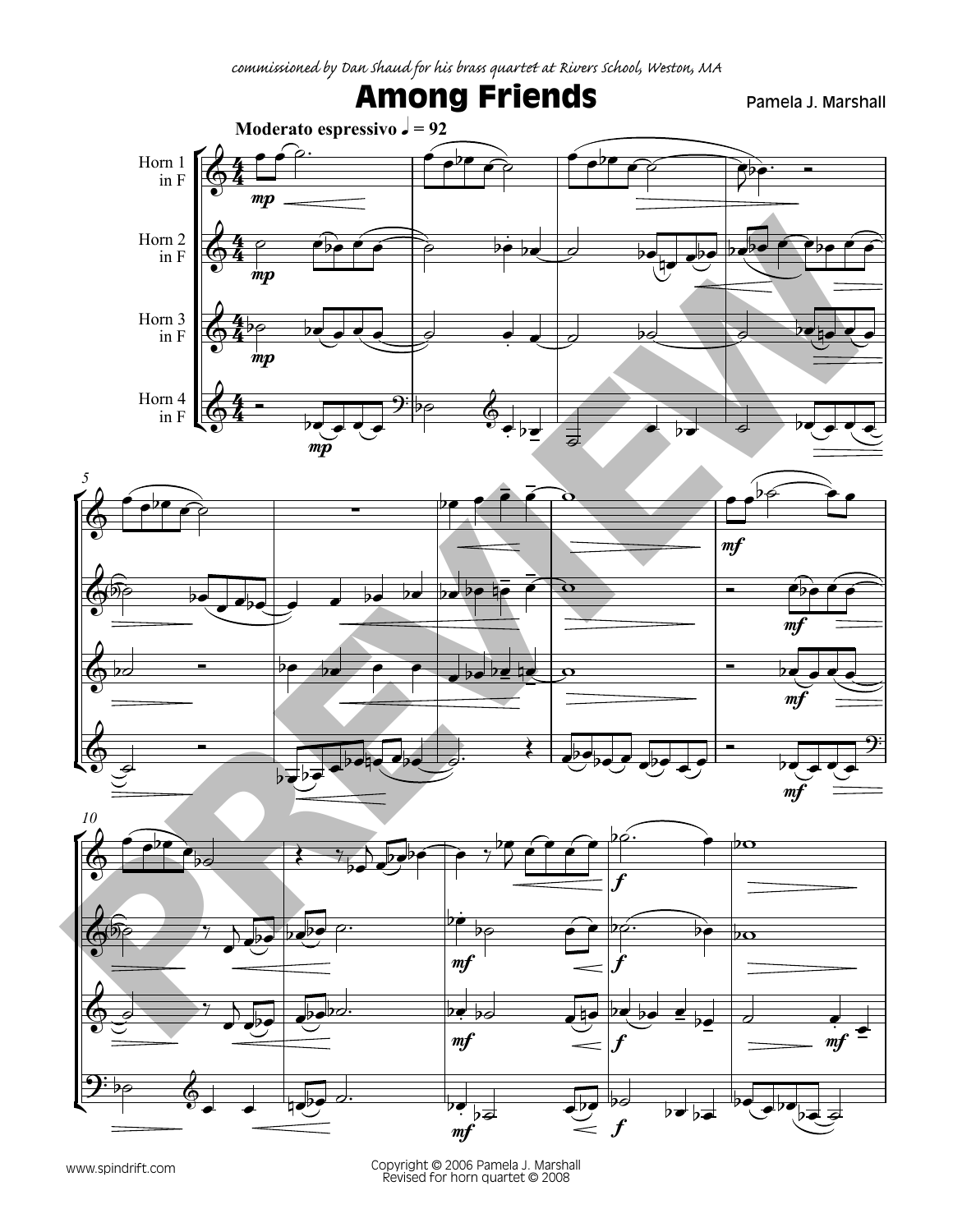*commissioned by Dan Shaud for his brass quartet at Rivers School, Weston, MA*

# Among Friends

Pamela J. Marshall

**Moderato espressivo** ♩ = 92

Horn 1 in F

Horn 2 in F

Horn 3 in F

Horn 4 in F

www.spindrift.com

Copyright © 2006 Pamela J. Marshall
Revised for horn quartet © 2008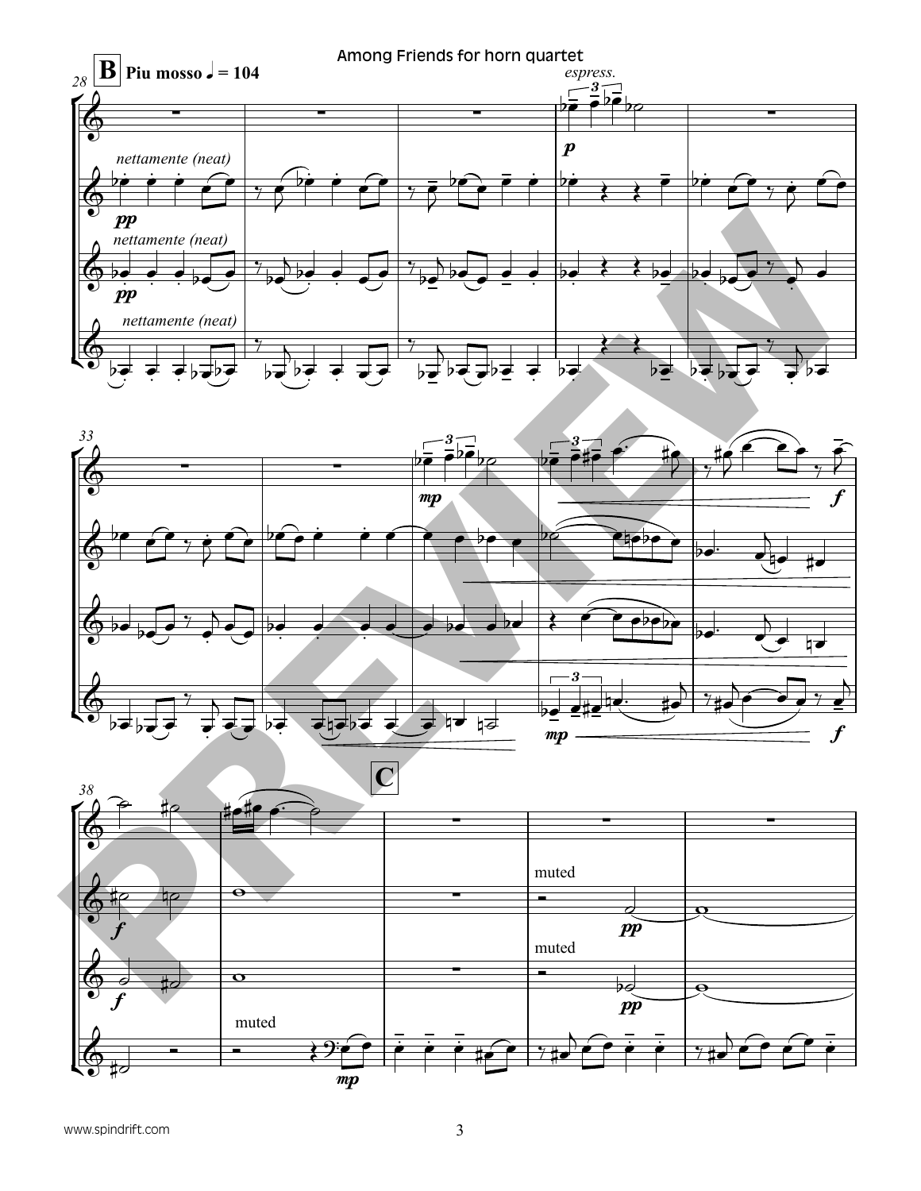**B** Piu mosso ♩ = 104

*espress.*

*nettamente (neat)*

*pp*

*nettamente (neat)*

*pp*

*nettamente (neat)*

*p*

*mp*

*mp*

*f*

*f*

**C**

muted

*f*

*f*

muted

*pp*

muted

*pp*

*mp*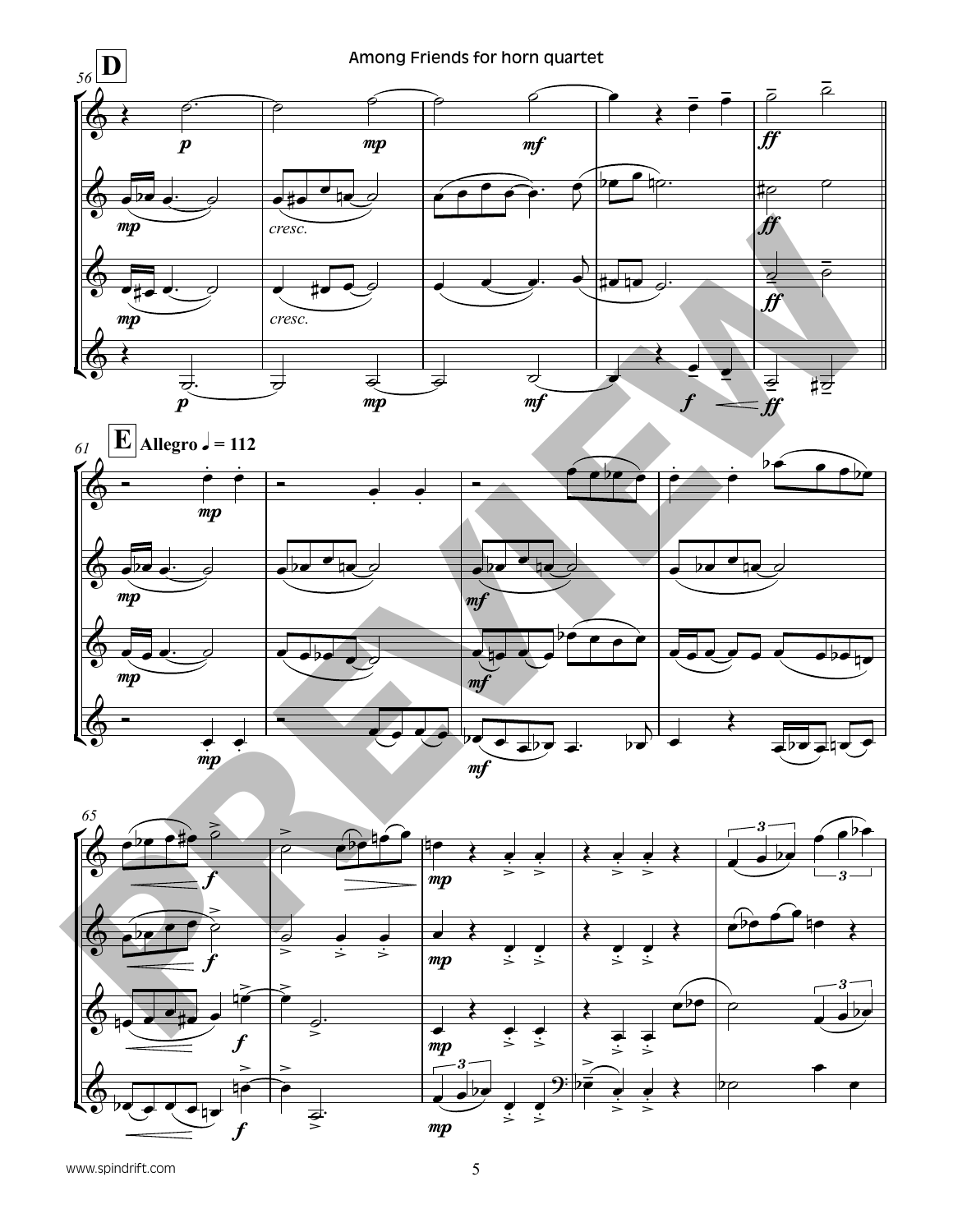**D**

**E** Allegro ♩ = 112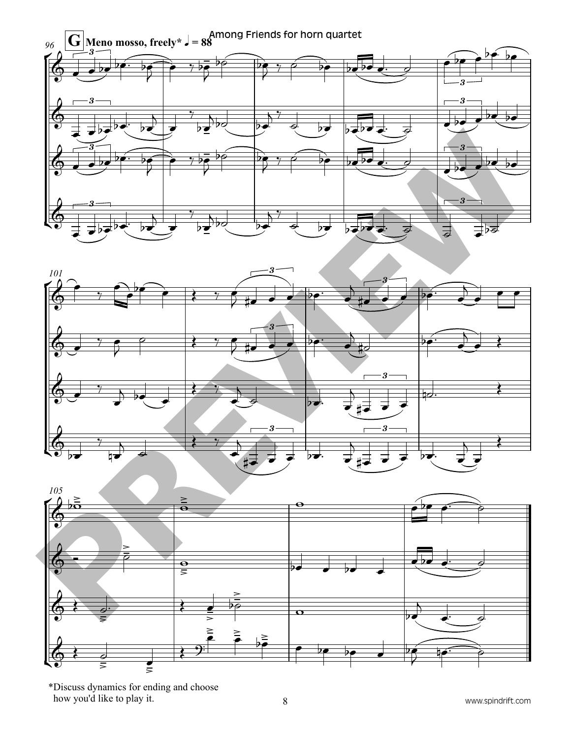**G** **Meno mosso, freely*** ♩ = 88

*Discuss dynamics for ending and choose how you'd like to play it.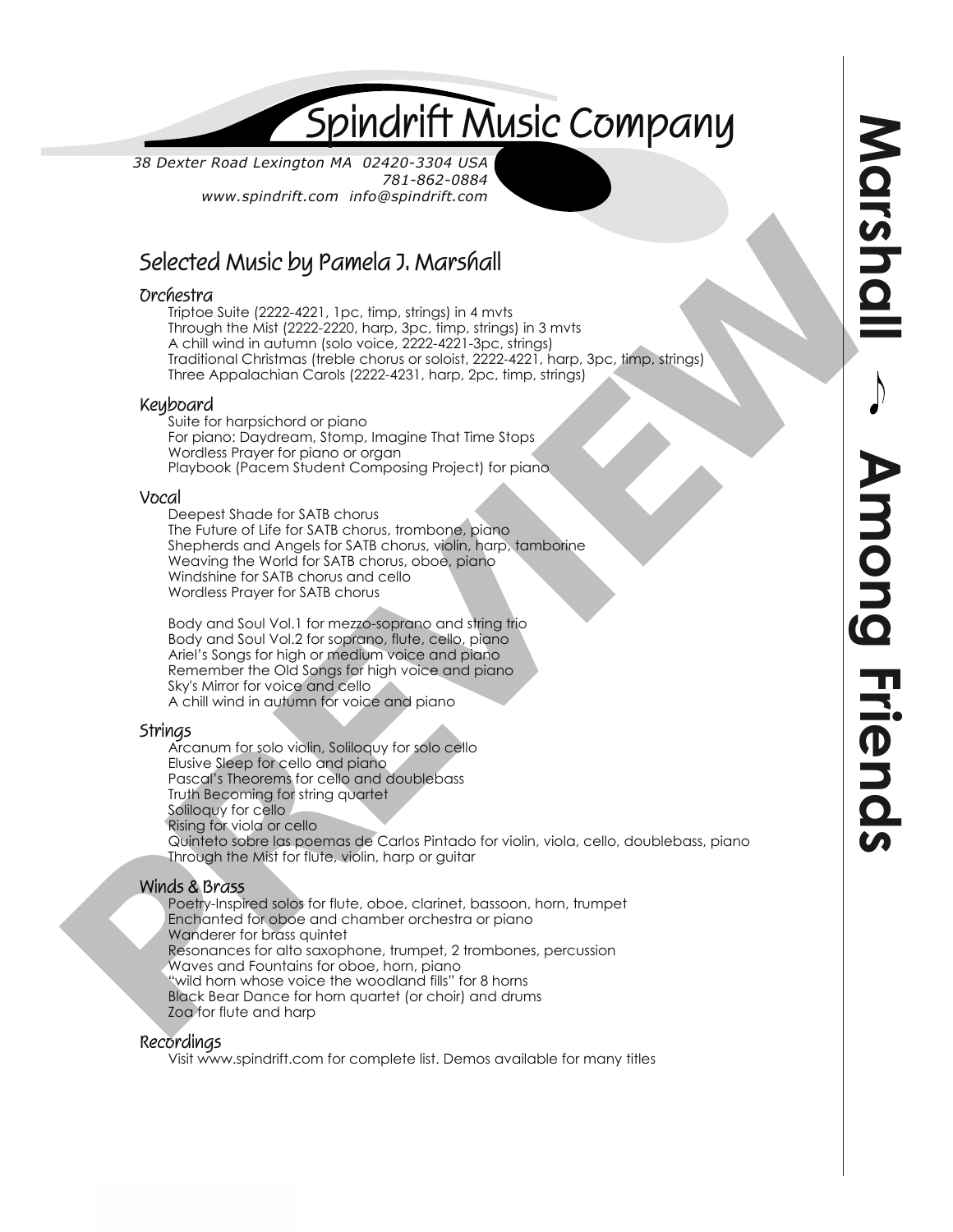# Spindrift Music Company

*38 Dexter Road Lexington MA 02420-3304 USA*
*781-862-0884*
*www.spindrift.com info@spindrift.com*

## Selected Music by Pamela J. Marshall

### Orchestra

Triptoe Suite (2222-4221, 1pc, timp, strings) in 4 mvts
Through the Mist (2222-2220, harp, 3pc, timp, strings) in 3 mvts
A chill wind in autumn (solo voice, 2222-4221-3pc, strings)
Traditional Christmas (treble chorus or soloist, 2222-4221, harp, 3pc, timp, strings)
Three Appalachian Carols (2222-4231, harp, 2pc, timp, strings)

### Keyboard

Suite for harpsichord or piano
For piano: Daydream, Stomp, Imagine That Time Stops
Wordless Prayer for piano or organ
Playbook (Pacem Student Composing Project) for piano

### Vocal

Deepest Shade for SATB chorus
The Future of Life for SATB chorus, trombone, piano
Shepherds and Angels for SATB chorus, violin, harp, tamborine
Weaving the World for SATB chorus, oboe, piano
Windshine for SATB chorus and cello
Wordless Prayer for SATB chorus

Body and Soul Vol.1 for mezzo-soprano and string trio
Body and Soul Vol.2 for soprano, flute, cello, piano
Ariel's Songs for high or medium voice and piano
Remember the Old Songs for high voice and piano
Sky's Mirror for voice and cello
A chill wind in autumn for voice and piano

### Strings

Arcanum for solo violin, Soliloquy for solo cello
Elusive Sleep for cello and piano
Pascal's Theorems for cello and doublebass
Truth Becoming for string quartet
Soliloquy for cello
Rising for viola or cello
Quinteto sobre las poemas de Carlos Pintado for violin, viola, cello, doublebass, piano
Through the Mist for flute, violin, harp or guitar

### Winds & Brass

Poetry-Inspired solos for flute, oboe, clarinet, bassoon, horn, trumpet
Enchanted for oboe and chamber orchestra or piano
Wanderer for brass quintet
Resonances for alto saxophone, trumpet, 2 trombones, percussion
Waves and Fountains for oboe, horn, piano
"wild horn whose voice the woodland fills" for 8 horns
Black Bear Dance for horn quartet (or choir) and drums
Zoa for flute and harp

### Recordings

Visit www.spindrift.com for complete list. Demos available for many titles